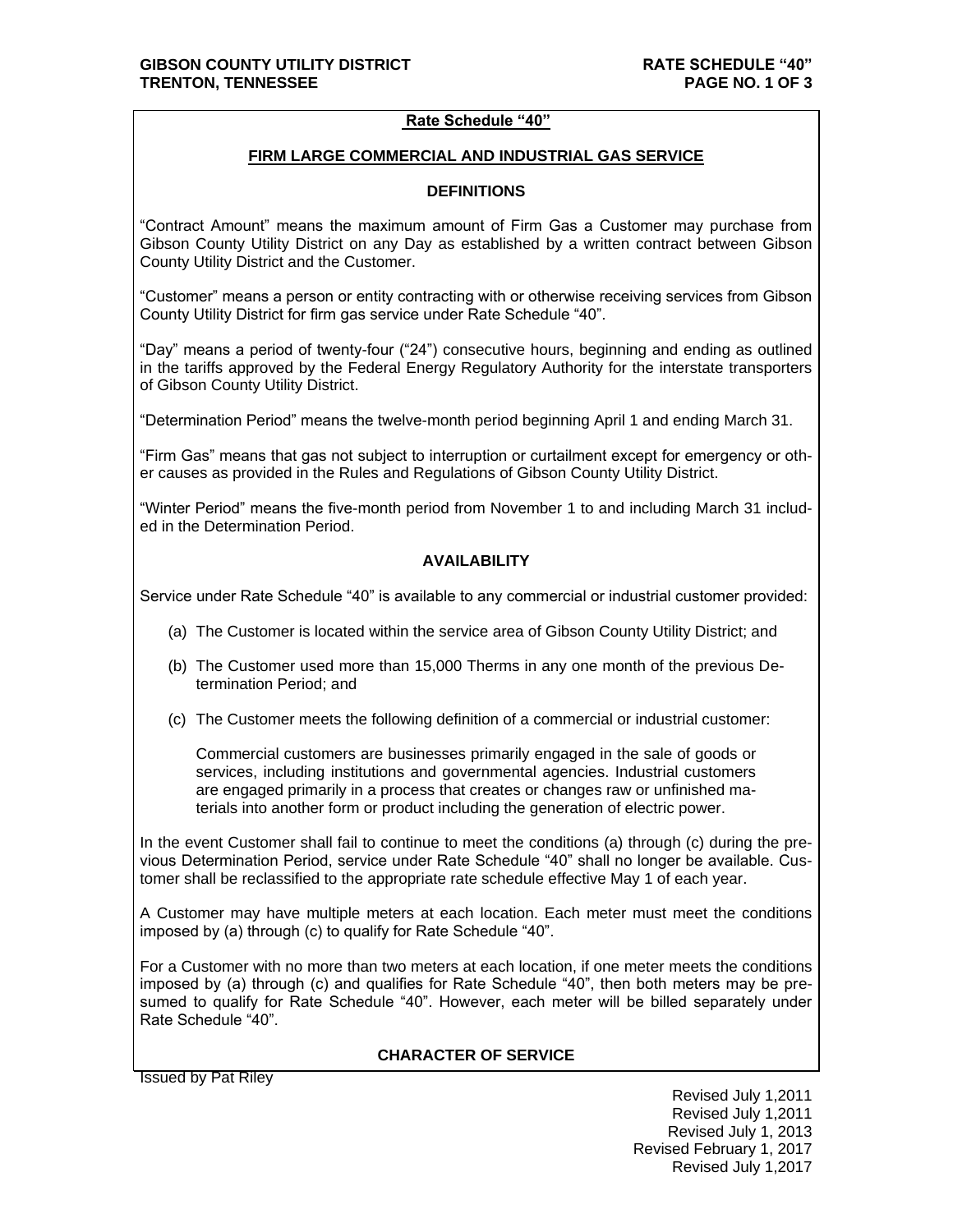## Rate Schedule "40"

### FIRM LARGE COMMERCIAL AND INDUSTRIAL GAS SERVICE

### DEFINITIONS

"Contract Amount" means the maximum amount of Firm Gas a Customer may purchase from Gibson County Utility District on any Day as established by a written contract between Gibson County Utility District and the Customer.

"Customer" means a person or entity contracting with or otherwise receiving services from Gibson County Utility District for firm gas service under Rate Schedule "40".

"Day" means a period of twenty-four ("24") consecutive hours, beginning and ending as outlined in the tariffs approved by the Federal Energy Regulatory Authority for the interstate transporters of Gibson County Utility District.

"Determination Period" means the twelve-month period beginning April 1 and ending March 31.

"Firm Gas" means that gas not subject to interruption or curtailment except for emergency or other causes as provided in the Rules and Regulations of Gibson County Utility District.

"Winter Period" means the five-month period from November 1 to and including March 31 included in the Determination Period.

### AVAILABILITY

Service under Rate Schedule "40" is available to any commercial or industrial customer provided:

(a) The Customer is located within the service area of Gibson County Utility District; and

(b) The Customer used more than 15,000 Therms in any one month of the previous Determination Period; and

(c) The Customer meets the following definition of a commercial or industrial customer:

Commercial customers are businesses primarily engaged in the sale of goods or services, including institutions and governmental agencies. Industrial customers are engaged primarily in a process that creates or changes raw or unfinished materials into another form or product including the generation of electric power.

In the event Customer shall fail to continue to meet the conditions (a) through (c) during the previous Determination Period, service under Rate Schedule "40" shall no longer be available. Customer shall be reclassified to the appropriate rate schedule effective May 1 of each year.

A Customer may have multiple meters at each location. Each meter must meet the conditions imposed by (a) through (c) to qualify for Rate Schedule "40".

For a Customer with no more than two meters at each location, if one meter meets the conditions imposed by (a) through (c) and qualifies for Rate Schedule "40", then both meters may be presumed to qualify for Rate Schedule "40". However, each meter will be billed separately under Rate Schedule "40".

### CHARACTER OF SERVICE

Issued by Pat Riley

Revised July 1,2011
Revised July 1,2011
Revised July 1, 2013
Revised February 1, 2017
Revised July 1,2017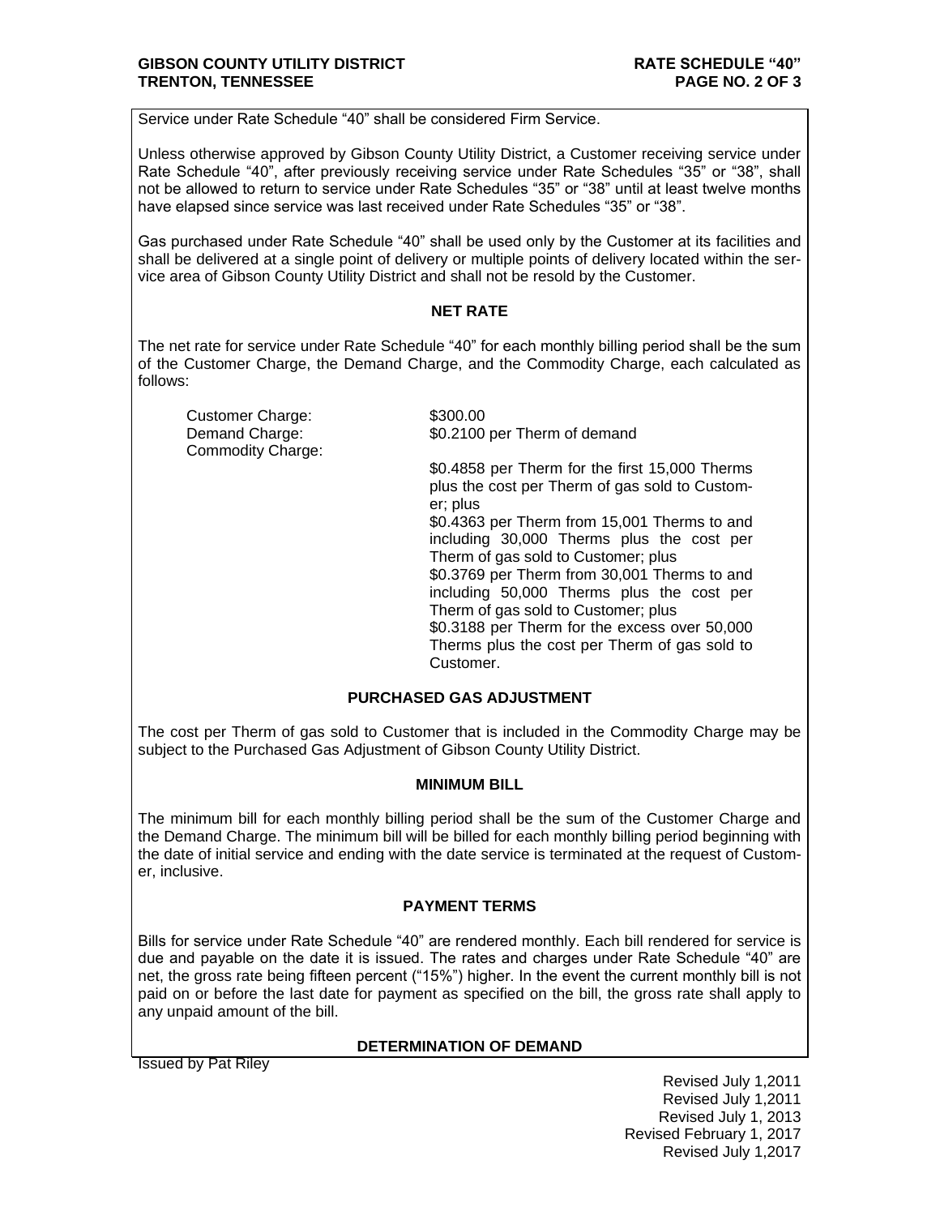Service under Rate Schedule "40" shall be considered Firm Service.

Unless otherwise approved by Gibson County Utility District, a Customer receiving service under Rate Schedule "40", after previously receiving service under Rate Schedules "35" or "38", shall not be allowed to return to service under Rate Schedules "35" or "38" until at least twelve months have elapsed since service was last received under Rate Schedules "35" or "38".

Gas purchased under Rate Schedule "40" shall be used only by the Customer at its facilities and shall be delivered at a single point of delivery or multiple points of delivery located within the service area of Gibson County Utility District and shall not be resold by the Customer.

## NET RATE

The net rate for service under Rate Schedule "40" for each monthly billing period shall be the sum of the Customer Charge, the Demand Charge, and the Commodity Charge, each calculated as follows:

Customer Charge: $300.00

Demand Charge: $0.2100 per Therm of demand

Commodity Charge:

$0.4858 per Therm for the first 15,000 Therms plus the cost per Therm of gas sold to Customer; plus
$0.4363 per Therm from 15,001 Therms to and including 30,000 Therms plus the cost per Therm of gas sold to Customer; plus
$0.3769 per Therm from 30,001 Therms to and including 50,000 Therms plus the cost per Therm of gas sold to Customer; plus
$0.3188 per Therm for the excess over 50,000 Therms plus the cost per Therm of gas sold to Customer.

## PURCHASED GAS ADJUSTMENT

The cost per Therm of gas sold to Customer that is included in the Commodity Charge may be subject to the Purchased Gas Adjustment of Gibson County Utility District.

## MINIMUM BILL

The minimum bill for each monthly billing period shall be the sum of the Customer Charge and the Demand Charge. The minimum bill will be billed for each monthly billing period beginning with the date of initial service and ending with the date service is terminated at the request of Customer, inclusive.

## PAYMENT TERMS

Bills for service under Rate Schedule "40" are rendered monthly. Each bill rendered for service is due and payable on the date it is issued. The rates and charges under Rate Schedule "40" are net, the gross rate being fifteen percent ("15%") higher. In the event the current monthly bill is not paid on or before the last date for payment as specified on the bill, the gross rate shall apply to any unpaid amount of the bill.

## DETERMINATION OF DEMAND

Issued by Pat Riley

Revised July 1,2011
Revised July 1,2011
Revised July 1, 2013
Revised February 1, 2017
Revised July 1,2017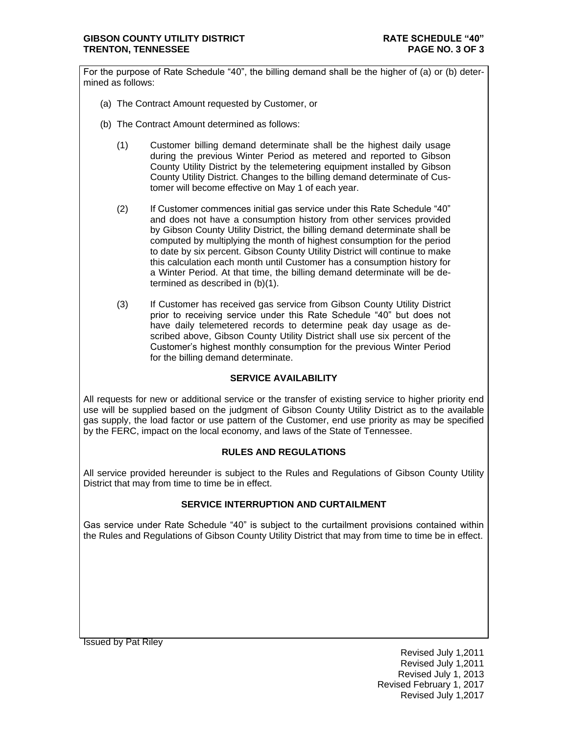For the purpose of Rate Schedule "40", the billing demand shall be the higher of (a) or (b) determined as follows:

(a) The Contract Amount requested by Customer, or

(b) The Contract Amount determined as follows:

(1) Customer billing demand determinate shall be the highest daily usage during the previous Winter Period as metered and reported to Gibson County Utility District by the telemetering equipment installed by Gibson County Utility District. Changes to the billing demand determinate of Customer will become effective on May 1 of each year.

(2) If Customer commences initial gas service under this Rate Schedule "40" and does not have a consumption history from other services provided by Gibson County Utility District, the billing demand determinate shall be computed by multiplying the month of highest consumption for the period to date by six percent. Gibson County Utility District will continue to make this calculation each month until Customer has a consumption history for a Winter Period. At that time, the billing demand determinate will be determined as described in (b)(1).

(3) If Customer has received gas service from Gibson County Utility District prior to receiving service under this Rate Schedule "40" but does not have daily telemetered records to determine peak day usage as described above, Gibson County Utility District shall use six percent of the Customer's highest monthly consumption for the previous Winter Period for the billing demand determinate.

## SERVICE AVAILABILITY

All requests for new or additional service or the transfer of existing service to higher priority end use will be supplied based on the judgment of Gibson County Utility District as to the available gas supply, the load factor or use pattern of the Customer, end use priority as may be specified by the FERC, impact on the local economy, and laws of the State of Tennessee.

## RULES AND REGULATIONS

All service provided hereunder is subject to the Rules and Regulations of Gibson County Utility District that may from time to time be in effect.

## SERVICE INTERRUPTION AND CURTAILMENT

Gas service under Rate Schedule "40" is subject to the curtailment provisions contained within the Rules and Regulations of Gibson County Utility District that may from time to time be in effect.

Issued by Pat Riley

Revised July 1,2011
Revised July 1,2011
Revised July 1, 2013
Revised February 1, 2017
Revised July 1,2017